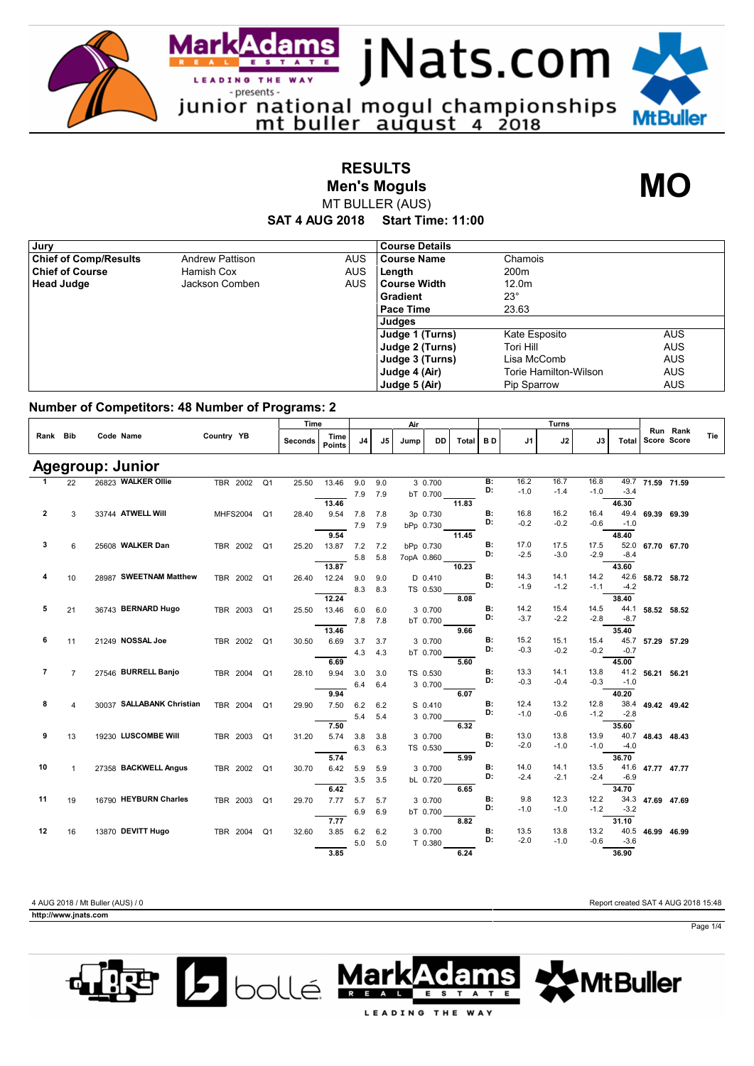# junior national mogul championships

mt buller august 4 2018

## RESULTS
## Men's Moguls
MT BULLER (AUS)

**SAT 4 AUG 2018 Start Time: 11:00**

**MO**

| Jury | | |
|---|---|---|
| **Chief of Comp/Results** | Andrew Pattison | AUS |
| **Chief of Course** | Hamish Cox | AUS |
| **Head Judge** | Jackson Comben | AUS |

| Course Details | | |
|---|---|---|
| **Course Name** | Chamois | |
| **Length** | 200m | |
| **Course Width** | 12.0m | |
| **Gradient** | 23° | |
| **Pace Time** | 23.63 | |
| **Judges** | | |
| **Judge 1 (Turns)** | Kate Esposito | AUS |
| **Judge 2 (Turns)** | Tori Hill | AUS |
| **Judge 3 (Turns)** | Lisa McComb | AUS |
| **Judge 4 (Air)** | Torie Hamilton-Wilson | AUS |
| **Judge 5 (Air)** | Pip Sparrow | AUS |

### Number of Competitors: 48 Number of Programs: 2

## Agegroup: Junior

| Rank | Bib | Code | Name | Country | YB | | Time Seconds | Time Points | Air J4 | Air J5 | Jump | DD | Air Total | B D | Turns J1 | Turns J2 | Turns J3 | Turns Total | Run Score | Rank Score | Tie |
|---|---|---|---|---|---|---|---|---|---|---|---|---|---|---|---|---|---|---|---|---|---|
| 1 | 22 | 26823 | WALKER Ollie | TBR | 2002 | Q1 | 25.50 | 13.46 | 9.0 | 9.0 | 3 | 0.700 | | B: | 16.2 | 16.7 | 16.8 | 49.7 | 71.59 | 71.59 | |
| | | | | | | | | | 7.9 | 7.9 | bT | 0.700 | | D: | -1.0 | -1.4 | -1.0 | -3.4 | | | |
| | | | | | | | | 13.46 | | | | | 11.83 | | | | | 46.30 | | | |
| 2 | 3 | 33744 | ATWELL Will | MHFS | 2004 | Q1 | 28.40 | 9.54 | 7.8 | 7.8 | 3p | 0.730 | | B: | 16.8 | 16.2 | 16.4 | 49.4 | 69.39 | 69.39 | |
| | | | | | | | | | 7.9 | 7.9 | bPp | 0.730 | | D: | -0.2 | -0.2 | -0.6 | -1.0 | | | |
| | | | | | | | | 9.54 | | | | | 11.45 | | | | | 48.40 | | | |
| 3 | 6 | 25608 | WALKER Dan | TBR | 2002 | Q1 | 25.20 | 13.87 | 7.2 | 7.2 | bPp | 0.730 | | B: | 17.0 | 17.5 | 17.5 | 52.0 | 67.70 | 67.70 | |
| | | | | | | | | | 5.8 | 5.8 | 7opA | 0.860 | | D: | -2.5 | -3.0 | -2.9 | -8.4 | | | |
| | | | | | | | | 13.87 | | | | | 10.23 | | | | | 43.60 | | | |
| 4 | 10 | 28987 | SWEETNAM Matthew | TBR | 2002 | Q1 | 26.40 | 12.24 | 9.0 | 9.0 | D | 0.410 | | B: | 14.3 | 14.1 | 14.2 | 42.6 | 58.72 | 58.72 | |
| | | | | | | | | | 8.3 | 8.3 | TS | 0.530 | | D: | -1.9 | -1.2 | -1.1 | -4.2 | | | |
| | | | | | | | | 12.24 | | | | | 8.08 | | | | | 38.40 | | | |
| 5 | 21 | 36743 | BERNARD Hugo | TBR | 2003 | Q1 | 25.50 | 13.46 | 6.0 | 6.0 | 3 | 0.700 | | B: | 14.2 | 15.4 | 14.5 | 44.1 | 58.52 | 58.52 | |
| | | | | | | | | | 7.8 | 7.8 | bT | 0.700 | | D: | -3.7 | -2.2 | -2.8 | -8.7 | | | |
| | | | | | | | | 13.46 | | | | | 9.66 | | | | | 35.40 | | | |
| 6 | 11 | 21249 | NOSSAL Joe | TBR | 2002 | Q1 | 30.50 | 6.69 | 3.7 | 3.7 | 3 | 0.700 | | B: | 15.2 | 15.1 | 15.4 | 45.7 | 57.29 | 57.29 | |
| | | | | | | | | | 4.3 | 4.3 | bT | 0.700 | | D: | -0.3 | -0.2 | -0.2 | -0.7 | | | |
| | | | | | | | | 6.69 | | | | | 5.60 | | | | | 45.00 | | | |
| 7 | 7 | 27546 | BURRELL Banjo | TBR | 2004 | Q1 | 28.10 | 9.94 | 3.0 | 3.0 | TS | 0.530 | | B: | 13.3 | 14.1 | 13.8 | 41.2 | 56.21 | 56.21 | |
| | | | | | | | | | 6.4 | 6.4 | 3 | 0.700 | | D: | -0.3 | -0.4 | -0.3 | -1.0 | | | |
| | | | | | | | | 9.94 | | | | | 6.07 | | | | | 40.20 | | | |
| 8 | 4 | 30037 | SALLABANK Christian | TBR | 2004 | Q1 | 29.90 | 7.50 | 6.2 | 6.2 | S | 0.410 | | B: | 12.4 | 13.2 | 12.8 | 38.4 | 49.42 | 49.42 | |
| | | | | | | | | | 5.4 | 5.4 | 3 | 0.700 | | D: | -1.0 | -0.6 | -1.2 | -2.8 | | | |
| | | | | | | | | 7.50 | | | | | 6.32 | | | | | 35.60 | | | |
| 9 | 13 | 19230 | LUSCOMBE Will | TBR | 2003 | Q1 | 31.20 | 5.74 | 3.8 | 3.8 | 3 | 0.700 | | B: | 13.0 | 13.8 | 13.9 | 40.7 | 48.43 | 48.43 | |
| | | | | | | | | | 6.3 | 6.3 | TS | 0.530 | | D: | -2.0 | -1.0 | -1.0 | -4.0 | | | |
| | | | | | | | | 5.74 | | | | | 5.99 | | | | | 36.70 | | | |
| 10 | 1 | 27358 | BACKWELL Angus | TBR | 2002 | Q1 | 30.70 | 6.42 | 5.9 | 5.9 | 3 | 0.700 | | B: | 14.0 | 14.1 | 13.5 | 41.6 | 47.77 | 47.77 | |
| | | | | | | | | | 3.5 | 3.5 | bL | 0.720 | | D: | -2.4 | -2.1 | -2.4 | -6.9 | | | |
| | | | | | | | | 6.42 | | | | | 6.65 | | | | | 34.70 | | | |
| 11 | 19 | 16790 | HEYBURN Charles | TBR | 2003 | Q1 | 29.70 | 7.77 | 5.7 | 5.7 | 3 | 0.700 | | B: | 9.8 | 12.3 | 12.2 | 34.3 | 47.69 | 47.69 | |
| | | | | | | | | | 6.9 | 6.9 | bT | 0.700 | | D: | -1.0 | -1.0 | -1.2 | -3.2 | | | |
| | | | | | | | | 7.77 | | | | | 8.82 | | | | | 31.10 | | | |
| 12 | 16 | 13870 | DEVITT Hugo | TBR | 2004 | Q1 | 32.60 | 3.85 | 6.2 | 6.2 | 3 | 0.700 | | B: | 13.5 | 13.8 | 13.2 | 40.5 | 46.99 | 46.99 | |
| | | | | | | | | | 5.0 | 5.0 | T | 0.380 | | D: | -2.0 | -1.0 | -0.6 | -3.6 | | | |
| | | | | | | | | 3.85 | | | | | 6.24 | | | | | 36.90 | | | |

4 AUG 2018 / Mt Buller (AUS) / 0

Report created SAT 4 AUG 2018 15:48

http://www.jnats.com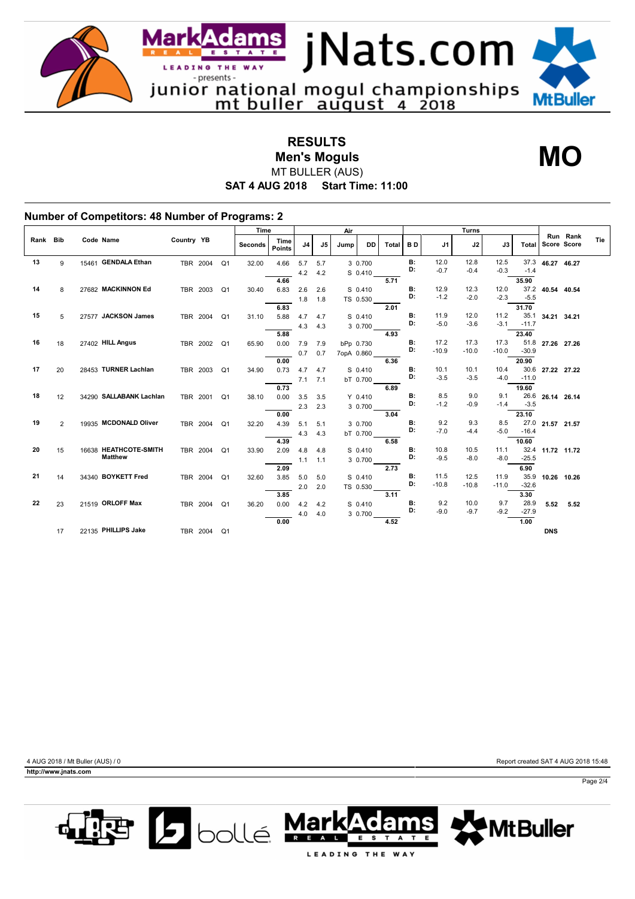junior national mogul championships
mt buller august 4 2018

# RESULTS
## Men's Moguls

MT BULLER (AUS)

**SAT 4 AUG 2018 Start Time: 11:00**

**MO**

### Number of Competitors: 48 Number of Programs: 2

| Rank | Bib | Code | Name | Country | YB | | Time Seconds | Time Points | Air J4 | Air J5 | Jump | DD | Air Total | B D | Turns J1 | Turns J2 | Turns J3 | Turns Total | Run Score | Rank Score | Tie |
|---|---|---|---|---|---|---|---|---|---|---|---|---|---|---|---|---|---|---|---|---|---|
| 13 | 9 | 15461 | GENDALA Ethan | TBR | 2004 | Q1 | 32.00 | 4.66 | 5.7 | 5.7 | 3 | 0.700 | | B: | 12.0 | 12.8 | 12.5 | 37.3 | 46.27 | 46.27 | |
| | | | | | | | | | 4.2 | 4.2 | S | 0.410 | | D: | -0.7 | -0.4 | -0.3 | -1.4 | | | |
| | | | | | | | | 4.66 | | | | | 5.71 | | | | | 35.90 | | | |
| 14 | 8 | 27682 | MACKINNON Ed | TBR | 2003 | Q1 | 30.40 | 6.83 | 2.6 | 2.6 | S | 0.410 | | B: | 12.9 | 12.3 | 12.0 | 37.2 | 40.54 | 40.54 | |
| | | | | | | | | | 1.8 | 1.8 | TS | 0.530 | | D: | -1.2 | -2.0 | -2.3 | -5.5 | | | |
| | | | | | | | | 6.83 | | | | | 2.01 | | | | | 31.70 | | | |
| 15 | 5 | 27577 | JACKSON James | TBR | 2004 | Q1 | 31.10 | 5.88 | 4.7 | 4.7 | S | 0.410 | | B: | 11.9 | 12.0 | 11.2 | 35.1 | 34.21 | 34.21 | |
| | | | | | | | | | 4.3 | 4.3 | 3 | 0.700 | | D: | -5.0 | -3.6 | -3.1 | -11.7 | | | |
| | | | | | | | | 5.88 | | | | | 4.93 | | | | | 23.40 | | | |
| 16 | 18 | 27402 | HILL Angus | TBR | 2002 | Q1 | 65.90 | 0.00 | 7.9 | 7.9 | bPp | 0.730 | | B: | 17.2 | 17.3 | 17.3 | 51.8 | 27.26 | 27.26 | |
| | | | | | | | | | 0.7 | 0.7 | 7opA | 0.860 | | D: | -10.9 | -10.0 | -10.0 | -30.9 | | | |
| | | | | | | | | 0.00 | | | | | 6.36 | | | | | 20.90 | | | |
| 17 | 20 | 28453 | TURNER Lachlan | TBR | 2003 | Q1 | 34.90 | 0.73 | 4.7 | 4.7 | S | 0.410 | | B: | 10.1 | 10.1 | 10.4 | 30.6 | 27.22 | 27.22 | |
| | | | | | | | | | 7.1 | 7.1 | bT | 0.700 | | D: | -3.5 | -3.5 | -4.0 | -11.0 | | | |
| | | | | | | | | 0.73 | | | | | 6.89 | | | | | 19.60 | | | |
| 18 | 12 | 34290 | SALLABANK Lachlan | TBR | 2001 | Q1 | 38.10 | 0.00 | 3.5 | 3.5 | Y | 0.410 | | B: | 8.5 | 9.0 | 9.1 | 26.6 | 26.14 | 26.14 | |
| | | | | | | | | | 2.3 | 2.3 | 3 | 0.700 | | D: | -1.2 | -0.9 | -1.4 | -3.5 | | | |
| | | | | | | | | 0.00 | | | | | 3.04 | | | | | 23.10 | | | |
| 19 | 2 | 19935 | MCDONALD Oliver | TBR | 2004 | Q1 | 32.20 | 4.39 | 5.1 | 5.1 | 3 | 0.700 | | B: | 9.2 | 9.3 | 8.5 | 27.0 | 21.57 | 21.57 | |
| | | | | | | | | | 4.3 | 4.3 | bT | 0.700 | | D: | -7.0 | -4.4 | -5.0 | -16.4 | | | |
| | | | | | | | | 4.39 | | | | | 6.58 | | | | | 10.60 | | | |
| 20 | 15 | 16638 | HEATHCOTE-SMITH Matthew | TBR | 2004 | Q1 | 33.90 | 2.09 | 4.8 | 4.8 | S | 0.410 | | B: | 10.8 | 10.5 | 11.1 | 32.4 | 11.72 | 11.72 | |
| | | | | | | | | | 1.1 | 1.1 | 3 | 0.700 | | D: | -9.5 | -8.0 | -8.0 | -25.5 | | | |
| | | | | | | | | 2.09 | | | | | 2.73 | | | | | 6.90 | | | |
| 21 | 14 | 34340 | BOYKETT Fred | TBR | 2004 | Q1 | 32.60 | 3.85 | 5.0 | 5.0 | S | 0.410 | | B: | 11.5 | 12.5 | 11.9 | 35.9 | 10.26 | 10.26 | |
| | | | | | | | | | 2.0 | 2.0 | TS | 0.530 | | D: | -10.8 | -10.8 | -11.0 | -32.6 | | | |
| | | | | | | | | 3.85 | | | | | 3.11 | | | | | 3.30 | | | |
| 22 | 23 | 21519 | ORLOFF Max | TBR | 2004 | Q1 | 36.20 | 0.00 | 4.2 | 4.2 | S | 0.410 | | B: | 9.2 | 10.0 | 9.7 | 28.9 | 5.52 | 5.52 | |
| | | | | | | | | | 4.0 | 4.0 | 3 | 0.700 | | D: | -9.0 | -9.7 | -9.2 | -27.9 | | | |
| | | | | | | | | 0.00 | | | | | 4.52 | | | | | 1.00 | | | |
| | 17 | 22135 | PHILLIPS Jake | TBR | 2004 | Q1 | | | | | | | | | | | | | DNS | | |

4 AUG 2018 / Mt Buller (AUS) / 0

Report created SAT 4 AUG 2018 15:48

http://www.jnats.com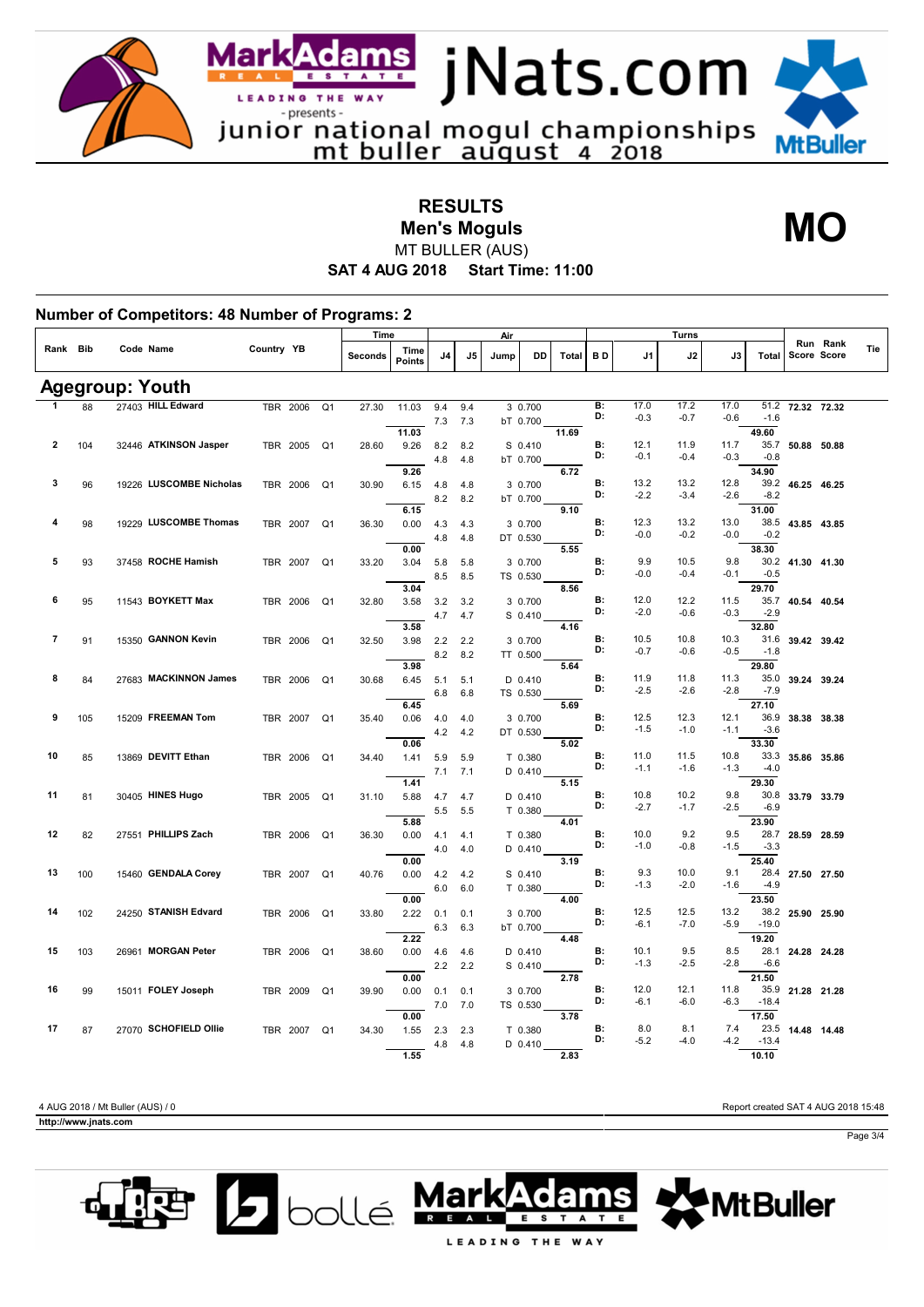junior national mogul championships
mt buller august 4 2018

# RESULTS
## Men's Moguls
MT BULLER (AUS)
**SAT 4 AUG 2018 Start Time: 11:00**

**MO**

### Number of Competitors: 48 Number of Programs: 2

## Agegroup: Youth

| Rank | Bib | Code | Name | Country | YB | | Time Seconds | Time Points | Air J4 | Air J5 | Jump | DD | Air Total | B D | Turns J1 | Turns J2 | Turns J3 | Turns Total | Run Score | Rank Score | Tie |
|---|---|---|---|---|---|---|---|---|---|---|---|---|---|---|---|---|---|---|---|---|---|
| 1 | 88 | 27403 | HILL Edward | TBR | 2006 | Q1 | 27.30 | 11.03 | 9.4 | 9.4 | 3 | 0.700 | | B: | 17.0 | 17.2 | 17.0 | 51.2 | 72.32 | 72.32 | |
| | | | | | | | | | 7.3 | 7.3 | bT | 0.700 | | D: | -0.3 | -0.7 | -0.6 | -1.6 | | | |
| | | | | | | | | 11.03 | | | | | 11.69 | | | | | 49.60 | | | |
| 2 | 104 | 32446 | ATKINSON Jasper | TBR | 2005 | Q1 | 28.60 | 9.26 | 8.2 | 8.2 | S | 0.410 | | B: | 12.1 | 11.9 | 11.7 | 35.7 | 50.88 | 50.88 | |
| | | | | | | | | | 4.8 | 4.8 | bT | 0.700 | | D: | -0.1 | -0.4 | -0.3 | -0.8 | | | |
| | | | | | | | | 9.26 | | | | | 6.72 | | | | | 34.90 | | | |
| 3 | 96 | 19226 | LUSCOMBE Nicholas | TBR | 2006 | Q1 | 30.90 | 6.15 | 4.8 | 4.8 | 3 | 0.700 | | B: | 13.2 | 13.2 | 12.8 | 39.2 | 46.25 | 46.25 | |
| | | | | | | | | | 8.2 | 8.2 | bT | 0.700 | | D: | -2.2 | -3.4 | -2.6 | -8.2 | | | |
| | | | | | | | | 6.15 | | | | | 9.10 | | | | | 31.00 | | | |
| 4 | 98 | 19229 | LUSCOMBE Thomas | TBR | 2007 | Q1 | 36.30 | 0.00 | 4.3 | 4.3 | 3 | 0.700 | | B: | 12.3 | 13.2 | 13.0 | 38.5 | 43.85 | 43.85 | |
| | | | | | | | | | 4.8 | 4.8 | DT | 0.530 | | D: | -0.0 | -0.2 | -0.0 | -0.2 | | | |
| | | | | | | | | 0.00 | | | | | 5.55 | | | | | 38.30 | | | |
| 5 | 93 | 37458 | ROCHE Hamish | TBR | 2007 | Q1 | 33.20 | 3.04 | 5.8 | 5.8 | 3 | 0.700 | | B: | 9.9 | 10.5 | 9.8 | 30.2 | 41.30 | 41.30 | |
| | | | | | | | | | 8.5 | 8.5 | TS | 0.530 | | D: | -0.0 | -0.4 | -0.1 | -0.5 | | | |
| | | | | | | | | 3.04 | | | | | 8.56 | | | | | 29.70 | | | |
| 6 | 95 | 11543 | BOYKETT Max | TBR | 2006 | Q1 | 32.80 | 3.58 | 3.2 | 3.2 | 3 | 0.700 | | B: | 12.0 | 12.2 | 11.5 | 35.7 | 40.54 | 40.54 | |
| | | | | | | | | | 4.7 | 4.7 | S | 0.410 | | D: | -2.0 | -0.6 | -0.3 | -2.9 | | | |
| | | | | | | | | 3.58 | | | | | 4.16 | | | | | 32.80 | | | |
| 7 | 91 | 15350 | GANNON Kevin | TBR | 2006 | Q1 | 32.50 | 3.98 | 2.2 | 2.2 | 3 | 0.700 | | B: | 10.5 | 10.8 | 10.3 | 31.6 | 39.42 | 39.42 | |
| | | | | | | | | | 8.2 | 8.2 | TT | 0.500 | | D: | -0.7 | -0.6 | -0.5 | -1.8 | | | |
| | | | | | | | | 3.98 | | | | | 5.64 | | | | | 29.80 | | | |
| 8 | 84 | 27683 | MACKINNON James | TBR | 2006 | Q1 | 30.68 | 6.45 | 5.1 | 5.1 | D | 0.410 | | B: | 11.9 | 11.8 | 11.3 | 35.0 | 39.24 | 39.24 | |
| | | | | | | | | | 6.8 | 6.8 | TS | 0.530 | | D: | -2.5 | -2.6 | -2.8 | -7.9 | | | |
| | | | | | | | | 6.45 | | | | | 5.69 | | | | | 27.10 | | | |
| 9 | 105 | 15209 | FREEMAN Tom | TBR | 2007 | Q1 | 35.40 | 0.06 | 4.0 | 4.0 | 3 | 0.700 | | B: | 12.5 | 12.3 | 12.1 | 36.9 | 38.38 | 38.38 | |
| | | | | | | | | | 4.2 | 4.2 | DT | 0.530 | | D: | -1.5 | -1.0 | -1.1 | -3.6 | | | |
| | | | | | | | | 0.06 | | | | | 5.02 | | | | | 33.30 | | | |
| 10 | 85 | 13869 | DEVITT Ethan | TBR | 2006 | Q1 | 34.40 | 1.41 | 5.9 | 5.9 | T | 0.380 | | B: | 11.0 | 11.5 | 10.8 | 33.3 | 35.86 | 35.86 | |
| | | | | | | | | | 7.1 | 7.1 | D | 0.410 | | D: | -1.1 | -1.6 | -1.3 | -4.0 | | | |
| | | | | | | | | 1.41 | | | | | 5.15 | | | | | 29.30 | | | |
| 11 | 81 | 30405 | HINES Hugo | TBR | 2005 | Q1 | 31.10 | 5.88 | 4.7 | 4.7 | D | 0.410 | | B: | 10.8 | 10.2 | 9.8 | 30.8 | 33.79 | 33.79 | |
| | | | | | | | | | 5.5 | 5.5 | T | 0.380 | | D: | -2.7 | -1.7 | -2.5 | -6.9 | | | |
| | | | | | | | | 5.88 | | | | | 4.01 | | | | | 23.90 | | | |
| 12 | 82 | 27551 | PHILLIPS Zach | TBR | 2006 | Q1 | 36.30 | 0.00 | 4.1 | 4.1 | T | 0.380 | | B: | 10.0 | 9.2 | 9.5 | 28.7 | 28.59 | 28.59 | |
| | | | | | | | | | 4.0 | 4.0 | D | 0.410 | | D: | -1.0 | -0.8 | -1.5 | -3.3 | | | |
| | | | | | | | | 0.00 | | | | | 3.19 | | | | | 25.40 | | | |
| 13 | 100 | 15460 | GENDALA Corey | TBR | 2007 | Q1 | 40.76 | 0.00 | 4.2 | 4.2 | S | 0.410 | | B: | 9.3 | 10.0 | 9.1 | 28.4 | 27.50 | 27.50 | |
| | | | | | | | | | 6.0 | 6.0 | T | 0.380 | | D: | -1.3 | -2.0 | -1.6 | -4.9 | | | |
| | | | | | | | | 0.00 | | | | | 4.00 | | | | | 23.50 | | | |
| 14 | 102 | 24250 | STANISH Edvard | TBR | 2006 | Q1 | 33.80 | 2.22 | 0.1 | 0.1 | 3 | 0.700 | | B: | 12.5 | 12.5 | 13.2 | 38.2 | 25.90 | 25.90 | |
| | | | | | | | | | 6.3 | 6.3 | bT | 0.700 | | D: | -6.1 | -7.0 | -5.9 | -19.0 | | | |
| | | | | | | | | 2.22 | | | | | 4.48 | | | | | 19.20 | | | |
| 15 | 103 | 26961 | MORGAN Peter | TBR | 2006 | Q1 | 38.60 | 0.00 | 4.6 | 4.6 | D | 0.410 | | B: | 10.1 | 9.5 | 8.5 | 28.1 | 24.28 | 24.28 | |
| | | | | | | | | | 2.2 | 2.2 | S | 0.410 | | D: | -1.3 | -2.5 | -2.8 | -6.6 | | | |
| | | | | | | | | 0.00 | | | | | 2.78 | | | | | 21.50 | | | |
| 16 | 99 | 15011 | FOLEY Joseph | TBR | 2009 | Q1 | 39.90 | 0.00 | 0.1 | 0.1 | 3 | 0.700 | | B: | 12.0 | 12.1 | 11.8 | 35.9 | 21.28 | 21.28 | |
| | | | | | | | | | 7.0 | 7.0 | TS | 0.530 | | D: | -6.1 | -6.0 | -6.3 | -18.4 | | | |
| | | | | | | | | 0.00 | | | | | 3.78 | | | | | 17.50 | | | |
| 17 | 87 | 27070 | SCHOFIELD Ollie | TBR | 2007 | Q1 | 34.30 | 1.55 | 2.3 | 2.3 | T | 0.380 | | B: | 8.0 | 8.1 | 7.4 | 23.5 | 14.48 | 14.48 | |
| | | | | | | | | | 4.8 | 4.8 | D | 0.410 | | D: | -5.2 | -4.0 | -4.2 | -13.4 | | | |
| | | | | | | | | 1.55 | | | | | 2.83 | | | | | 10.10 | | | |

4 AUG 2018 / Mt Buller (AUS) / 0

Report created SAT 4 AUG 2018 15:48

http://www.jnats.com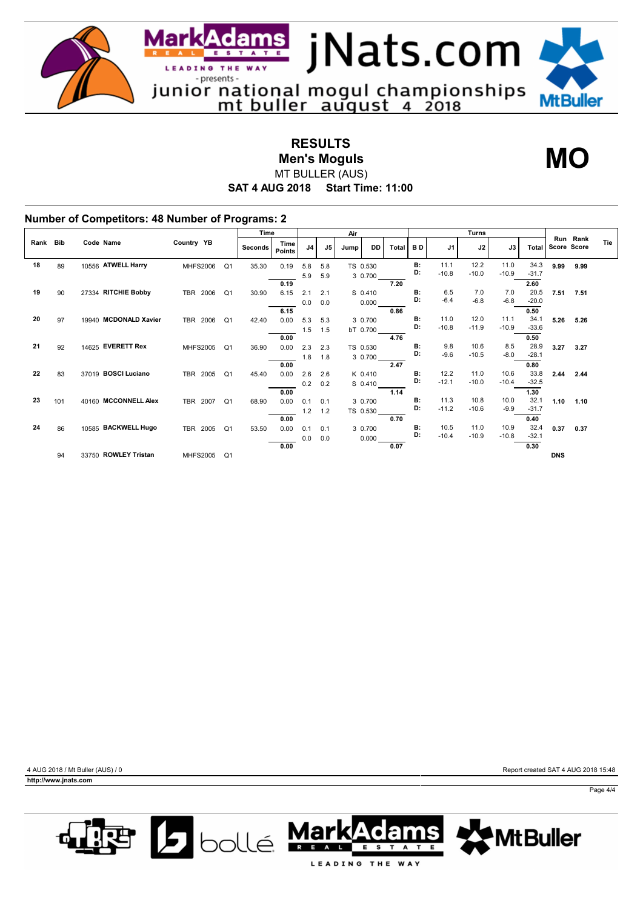# jNats.com

junior national mogul championships
mt buller august 4 2018

## RESULTS

### Men's Moguls

MT BULLER (AUS)

**SAT 4 AUG 2018 Start Time: 11:00**

# MO

### Number of Competitors: 48 Number of Programs: 2

| Rank | Bib | Code | Name | Country | YB | | Time Seconds | Time Points | Air J4 | Air J5 | Air Jump | Air DD | Air Total | B D | Turns J1 | Turns J2 | Turns J3 | Turns Total | Run Score | Rank Score | Tie |
|---|---|---|---|---|---|---|---|---|---|---|---|---|---|---|---|---|---|---|---|---|---|
| 18 | 89 | 10556 | ATWELL Harry | MHFS | 2006 | Q1 | 35.30 | 0.19 | 5.8 | 5.8 | TS | 0.530 | | B: | 11.1 | 12.2 | 11.0 | 34.3 | 9.99 | 9.99 | |
| | | | | | | | | | 5.9 | 5.9 | 3 | 0.700 | | D: | -10.8 | -10.0 | -10.9 | -31.7 | | | |
| | | | | | | | | 0.19 | | | | | 7.20 | | | | | 2.60 | | | |
| 19 | 90 | 27334 | RITCHIE Bobby | TBR | 2006 | Q1 | 30.90 | 6.15 | 2.1 | 2.1 | S | 0.410 | | B: | 6.5 | 7.0 | 7.0 | 20.5 | 7.51 | 7.51 | |
| | | | | | | | | | 0.0 | 0.0 | | 0.000 | | D: | -6.4 | -6.8 | -6.8 | -20.0 | | | |
| | | | | | | | | 6.15 | | | | | 0.86 | | | | | 0.50 | | | |
| 20 | 97 | 19940 | MCDONALD Xavier | TBR | 2006 | Q1 | 42.40 | 0.00 | 5.3 | 5.3 | 3 | 0.700 | | B: | 11.0 | 12.0 | 11.1 | 34.1 | 5.26 | 5.26 | |
| | | | | | | | | | 1.5 | 1.5 | bT | 0.700 | | D: | -10.8 | -11.9 | -10.9 | -33.6 | | | |
| | | | | | | | | 0.00 | | | | | 4.76 | | | | | 0.50 | | | |
| 21 | 92 | 14625 | EVERETT Rex | MHFS | 2005 | Q1 | 36.90 | 0.00 | 2.3 | 2.3 | TS | 0.530 | | B: | 9.8 | 10.6 | 8.5 | 28.9 | 3.27 | 3.27 | |
| | | | | | | | | | 1.8 | 1.8 | 3 | 0.700 | | D: | -9.6 | -10.5 | -8.0 | -28.1 | | | |
| | | | | | | | | 0.00 | | | | | 2.47 | | | | | 0.80 | | | |
| 22 | 83 | 37019 | BOSCI Luciano | TBR | 2005 | Q1 | 45.40 | 0.00 | 2.6 | 2.6 | K | 0.410 | | B: | 12.2 | 11.0 | 10.6 | 33.8 | 2.44 | 2.44 | |
| | | | | | | | | | 0.2 | 0.2 | S | 0.410 | | D: | -12.1 | -10.0 | -10.4 | -32.5 | | | |
| | | | | | | | | 0.00 | | | | | 1.14 | | | | | 1.30 | | | |
| 23 | 101 | 40160 | MCCONNELL Alex | TBR | 2007 | Q1 | 68.90 | 0.00 | 0.1 | 0.1 | 3 | 0.700 | | B: | 11.3 | 10.8 | 10.0 | 32.1 | 1.10 | 1.10 | |
| | | | | | | | | | 1.2 | 1.2 | TS | 0.530 | | D: | -11.2 | -10.6 | -9.9 | -31.7 | | | |
| | | | | | | | | 0.00 | | | | | 0.70 | | | | | 0.40 | | | |
| 24 | 86 | 10585 | BACKWELL Hugo | TBR | 2005 | Q1 | 53.50 | 0.00 | 0.1 | 0.1 | 3 | 0.700 | | B: | 10.5 | 11.0 | 10.9 | 32.4 | 0.37 | 0.37 | |
| | | | | | | | | | 0.0 | 0.0 | | 0.000 | | D: | -10.4 | -10.9 | -10.8 | -32.1 | | | |
| | | | | | | | | 0.00 | | | | | 0.07 | | | | | 0.30 | | | |
| | 94 | 33750 | ROWLEY Tristan | MHFS | 2005 | Q1 | | | | | | | | | | | | | DNS | | |

4 AUG 2018 / Mt Buller (AUS) / 0

Report created SAT 4 AUG 2018 15:48

http://www.jnats.com